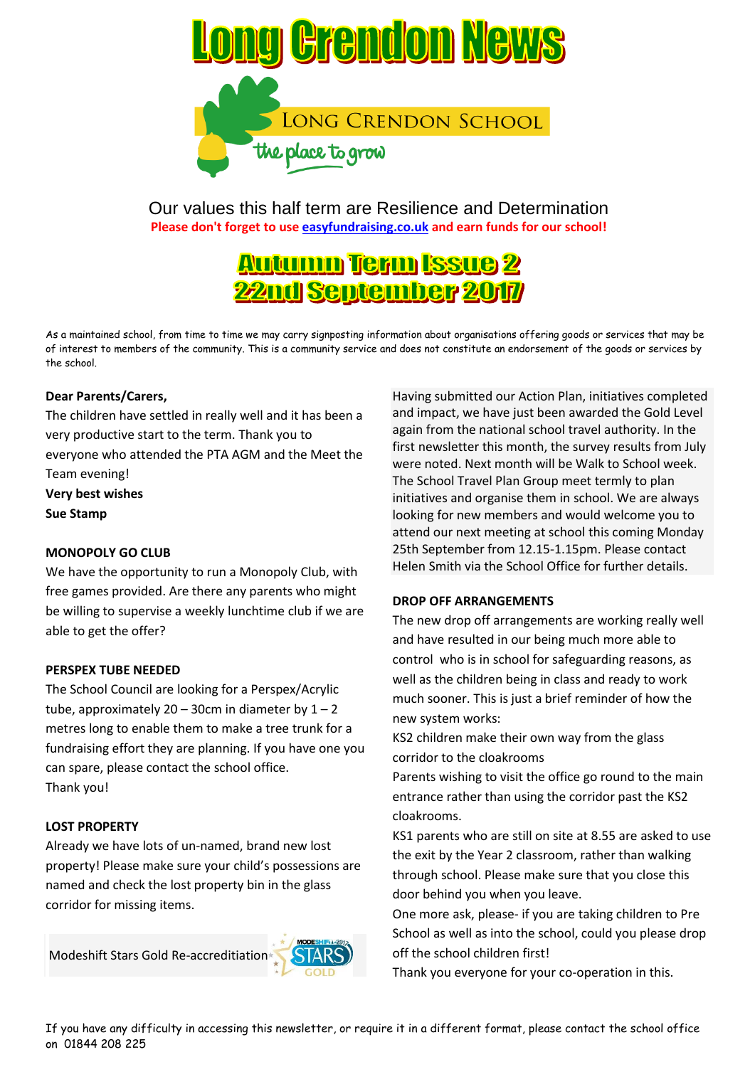# Long Crendon News

LONG CRENDON SCHOOL

the place to grow

Our values this half term are Resilience and Determination

**Please don't forget to use easyfundraising.co.uk and earn funds for our school!**

## Autumn Term Issue 2
## 22nd September 2017

As a maintained school, from time to time we may carry signposting information about organisations offering goods or services that may be of interest to members of the community. This is a community service and does not constitute an endorsement of the goods or services by the school.

**Dear Parents/Carers,**

The children have settled in really well and it has been a very productive start to the term. Thank you to everyone who attended the PTA AGM and the Meet the Team evening!

**Very best wishes**

**Sue Stamp**

### MONOPOLY GO CLUB

We have the opportunity to run a Monopoly Club, with free games provided. Are there any parents who might be willing to supervise a weekly lunchtime club if we are able to get the offer?

### PERSPEX TUBE NEEDED

The School Council are looking for a Perspex/Acrylic tube, approximately 20 – 30cm in diameter by 1 – 2 metres long to enable them to make a tree trunk for a fundraising effort they are planning. If you have one you can spare, please contact the school office.

Thank you!

### LOST PROPERTY

Already we have lots of un-named, brand new lost property! Please make sure your child's possessions are named and check the lost property bin in the glass corridor for missing items.

### Modeshift Stars Gold Re-accreditition

Having submitted our Action Plan, initiatives completed and impact, we have just been awarded the Gold Level again from the national school travel authority. In the first newsletter this month, the survey results from July were noted. Next month will be Walk to School week. The School Travel Plan Group meet termly to plan initiatives and organise them in school. We are always looking for new members and would welcome you to attend our next meeting at school this coming Monday 25th September from 12.15-1.15pm. Please contact Helen Smith via the School Office for further details.

### DROP OFF ARRANGEMENTS

The new drop off arrangements are working really well and have resulted in our being much more able to control who is in school for safeguarding reasons, as well as the children being in class and ready to work much sooner. This is just a brief reminder of how the new system works:

KS2 children make their own way from the glass corridor to the cloakrooms

Parents wishing to visit the office go round to the main entrance rather than using the corridor past the KS2 cloakrooms.

KS1 parents who are still on site at 8.55 are asked to use the exit by the Year 2 classroom, rather than walking through school. Please make sure that you close this door behind you when you leave.

One more ask, please- if you are taking children to Pre School as well as into the school, could you please drop off the school children first!

Thank you everyone for your co-operation in this.

If you have any difficulty in accessing this newsletter, or require it in a different format, please contact the school office on 01844 208 225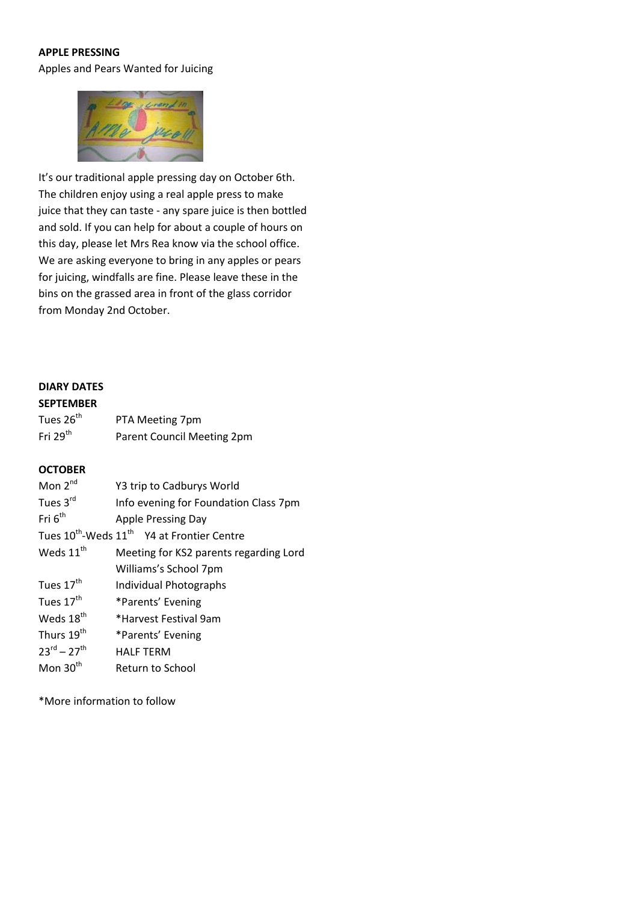**APPLE PRESSING**

Apples and Pears Wanted for Juicing

It's our traditional apple pressing day on October 6th. The children enjoy using a real apple press to make juice that they can taste - any spare juice is then bottled and sold. If you can help for about a couple of hours on this day, please let Mrs Rea know via the school office. We are asking everyone to bring in any apples or pears for juicing, windfalls are fine. Please leave these in the bins on the grassed area in front of the glass corridor from Monday 2nd October.

**DIARY DATES**

**SEPTEMBER**

| | |
|---|---|
| Tues 26th | PTA Meeting 7pm |
| Fri 29th | Parent Council Meeting 2pm |

**OCTOBER**

| | |
|---|---|
| Mon 2nd | Y3 trip to Cadburys World |
| Tues 3rd | Info evening for Foundation Class 7pm |
| Fri 6th | Apple Pressing Day |
| Tues 10th-Weds 11th | Y4 at Frontier Centre |
| Weds 11th | Meeting for KS2 parents regarding Lord Williams's School 7pm |
| Tues 17th | Individual Photographs |
| Tues 17th | *Parents' Evening |
| Weds 18th | *Harvest Festival 9am |
| Thurs 19th | *Parents' Evening |
| 23rd – 27th | HALF TERM |
| Mon 30th | Return to School |

*More information to follow